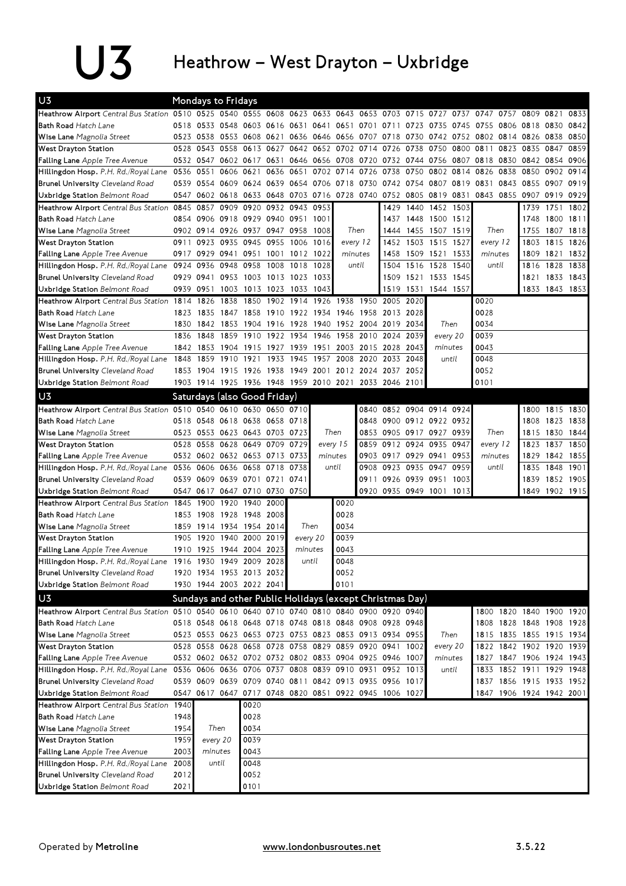# U3 Heathrow – West Drayton – Uxbridge

## U3 Mondays to Fridays

| Stop | | | | | | | | | | | | | | | | | | |
|---|---|---|---|---|---|---|---|---|---|---|---|---|---|---|---|---|---|---|
| **Heathrow Airport** *Central Bus Station* | 0510 | 0525 | 0540 | 0555 | 0608 | 0623 | 0633 | 0643 | 0653 | 0703 | 0715 | 0727 | 0737 | 0747 | 0757 | 0809 | 0821 | 0833 |
| **Bath Road** *Hatch Lane* | 0518 | 0533 | 0548 | 0603 | 0616 | 0631 | 0641 | 0651 | 0701 | 0711 | 0723 | 0735 | 0745 | 0755 | 0806 | 0818 | 0830 | 0842 |
| **Wise Lane** *Magnolia Street* | 0523 | 0538 | 0553 | 0608 | 0621 | 0636 | 0646 | 0656 | 0707 | 0718 | 0730 | 0742 | 0752 | 0802 | 0814 | 0826 | 0838 | 0850 |
| **West Drayton Station** | 0528 | 0543 | 0558 | 0613 | 0627 | 0642 | 0652 | 0702 | 0714 | 0726 | 0738 | 0750 | 0800 | 0811 | 0823 | 0835 | 0847 | 0859 |
| **Falling Lane** *Apple Tree Avenue* | 0532 | 0547 | 0602 | 0617 | 0631 | 0646 | 0656 | 0708 | 0720 | 0732 | 0744 | 0756 | 0807 | 0818 | 0830 | 0842 | 0854 | 0906 |
| **Hillingdon Hosp.** *P.H. Rd./Royal Lane* | 0536 | 0551 | 0606 | 0621 | 0636 | 0651 | 0702 | 0714 | 0726 | 0738 | 0750 | 0802 | 0814 | 0826 | 0838 | 0850 | 0902 | 0914 |
| **Brunel University** *Cleveland Road* | 0539 | 0554 | 0609 | 0624 | 0639 | 0654 | 0706 | 0718 | 0730 | 0742 | 0754 | 0807 | 0819 | 0831 | 0843 | 0855 | 0907 | 0919 |
| **Uxbridge Station** *Belmont Road* | 0547 | 0602 | 0618 | 0633 | 0648 | 0703 | 0716 | 0728 | 0740 | 0752 | 0805 | 0819 | 0831 | 0843 | 0855 | 0907 | 0919 | 0929 |

| Stop | | | | | | | | | | | | | | | | |
|---|---|---|---|---|---|---|---|---|---|---|---|---|---|---|---|---|
| **Heathrow Airport** *Central Bus Station* | 0845 | 0857 | 0909 | 0920 | 0932 | 0943 | 0953 | | 1429 | 1440 | 1452 | 1503 | | 1739 | 1751 | 1802 |
| **Bath Road** *Hatch Lane* | 0854 | 0906 | 0918 | 0929 | 0940 | 0951 | 1001 | | 1437 | 1448 | 1500 | 1512 | | 1748 | 1800 | 1811 |
| **Wise Lane** *Magnolia Street* | 0902 | 0914 | 0926 | 0937 | 0947 | 0958 | 1008 | Then | 1444 | 1455 | 1507 | 1519 | Then | 1755 | 1807 | 1818 |
| **West Drayton Station** | 0911 | 0923 | 0935 | 0945 | 0955 | 1006 | 1016 | every 12 | 1452 | 1503 | 1515 | 1527 | every 12 | 1803 | 1815 | 1826 |
| **Falling Lane** *Apple Tree Avenue* | 0917 | 0929 | 0941 | 0951 | 1001 | 1012 | 1022 | minutes | 1458 | 1509 | 1521 | 1533 | minutes | 1809 | 1821 | 1832 |
| **Hillingdon Hosp.** *P.H. Rd./Royal Lane* | 0924 | 0936 | 0948 | 0958 | 1008 | 1018 | 1028 | until | 1504 | 1516 | 1528 | 1540 | until | 1816 | 1828 | 1838 |
| **Brunel University** *Cleveland Road* | 0929 | 0941 | 0953 | 1003 | 1013 | 1023 | 1033 | | 1509 | 1521 | 1533 | 1545 | | 1821 | 1833 | 1843 |
| **Uxbridge Station** *Belmont Road* | 0939 | 0951 | 1003 | 1013 | 1023 | 1033 | 1043 | | 1519 | 1531 | 1544 | 1557 | | 1833 | 1843 | 1853 |

| Stop | | | | | | | | | | | | | |
|---|---|---|---|---|---|---|---|---|---|---|---|---|---|
| **Heathrow Airport** *Central Bus Station* | 1814 | 1826 | 1838 | 1850 | 1902 | 1914 | 1926 | 1938 | 1950 | 2005 | 2020 | | 0020 |
| **Bath Road** *Hatch Lane* | 1823 | 1835 | 1847 | 1858 | 1910 | 1922 | 1934 | 1946 | 1958 | 2013 | 2028 | | 0028 |
| **Wise Lane** *Magnolia Street* | 1830 | 1842 | 1853 | 1904 | 1916 | 1928 | 1940 | 1952 | 2004 | 2019 | 2034 | Then | 0034 |
| **West Drayton Station** | 1836 | 1848 | 1859 | 1910 | 1922 | 1934 | 1946 | 1958 | 2010 | 2024 | 2039 | every 20 | 0039 |
| **Falling Lane** *Apple Tree Avenue* | 1842 | 1853 | 1904 | 1915 | 1927 | 1939 | 1951 | 2003 | 2015 | 2028 | 2043 | minutes | 0043 |
| **Hillingdon Hosp.** *P.H. Rd./Royal Lane* | 1848 | 1859 | 1910 | 1921 | 1933 | 1945 | 1957 | 2008 | 2020 | 2033 | 2048 | until | 0048 |
| **Brunel University** *Cleveland Road* | 1853 | 1904 | 1915 | 1926 | 1938 | 1949 | 2001 | 2012 | 2024 | 2037 | 2052 | | 0052 |
| **Uxbridge Station** *Belmont Road* | 1903 | 1914 | 1925 | 1936 | 1948 | 1959 | 2010 | 2021 | 2033 | 2046 | 2101 | | 0101 |

## U3 Saturdays (also Good Friday)

| Stop | | | | | | | | | | | | | | | | |
|---|---|---|---|---|---|---|---|---|---|---|---|---|---|---|---|---|
| **Heathrow Airport** *Central Bus Station* | 0510 | 0540 | 0610 | 0630 | 0650 | 0710 | | 0840 | 0852 | 0904 | 0914 | 0924 | | 1800 | 1815 | 1830 |
| **Bath Road** *Hatch Lane* | 0518 | 0548 | 0618 | 0638 | 0658 | 0718 | | 0848 | 0900 | 0912 | 0922 | 0932 | | 1808 | 1823 | 1838 |
| **Wise Lane** *Magnolia Street* | 0523 | 0553 | 0623 | 0643 | 0703 | 0723 | Then | 0853 | 0905 | 0917 | 0927 | 0939 | Then | 1815 | 1830 | 1844 |
| **West Drayton Station** | 0528 | 0558 | 0628 | 0649 | 0709 | 0729 | every 15 | 0859 | 0912 | 0924 | 0935 | 0947 | every 12 | 1823 | 1837 | 1850 |
| **Falling Lane** *Apple Tree Avenue* | 0532 | 0602 | 0632 | 0653 | 0713 | 0733 | minutes | 0903 | 0917 | 0929 | 0941 | 0953 | minutes | 1829 | 1842 | 1855 |
| **Hillingdon Hosp.** *P.H. Rd./Royal Lane* | 0536 | 0606 | 0636 | 0658 | 0718 | 0738 | until | 0908 | 0923 | 0935 | 0947 | 0959 | until | 1835 | 1848 | 1901 |
| **Brunel University** *Cleveland Road* | 0539 | 0609 | 0639 | 0701 | 0721 | 0741 | | 0911 | 0926 | 0939 | 0951 | 1003 | | 1839 | 1852 | 1905 |
| **Uxbridge Station** *Belmont Road* | 0547 | 0617 | 0647 | 0710 | 0730 | 0750 | | 0920 | 0935 | 0949 | 1001 | 1013 | | 1849 | 1902 | 1915 |

| Stop | | | | | | | |
|---|---|---|---|---|---|---|---|
| **Heathrow Airport** *Central Bus Station* | 1845 | 1900 | 1920 | 1940 | 2000 | | 0020 |
| **Bath Road** *Hatch Lane* | 1853 | 1908 | 1928 | 1948 | 2008 | | 0028 |
| **Wise Lane** *Magnolia Street* | 1859 | 1914 | 1934 | 1954 | 2014 | Then | 0034 |
| **West Drayton Station** | 1905 | 1920 | 1940 | 2000 | 2019 | every 20 | 0039 |
| **Falling Lane** *Apple Tree Avenue* | 1910 | 1925 | 1944 | 2004 | 2023 | minutes | 0043 |
| **Hillingdon Hosp.** *P.H. Rd./Royal Lane* | 1916 | 1930 | 1949 | 2009 | 2028 | until | 0048 |
| **Brunel University** *Cleveland Road* | 1920 | 1934 | 1953 | 2013 | 2032 | | 0052 |
| **Uxbridge Station** *Belmont Road* | 1930 | 1944 | 2003 | 2022 | 2041 | | 0101 |

## U3 Sundays and other Public Holidays (except Christmas Day)

| Stop | | | | | | | | | | | | | | | | | |
|---|---|---|---|---|---|---|---|---|---|---|---|---|---|---|---|---|---|
| **Heathrow Airport** *Central Bus Station* | 0510 | 0540 | 0610 | 0640 | 0710 | 0740 | 0810 | 0840 | 0900 | 0920 | 0940 | | 1800 | 1820 | 1840 | 1900 | 1920 |
| **Bath Road** *Hatch Lane* | 0518 | 0548 | 0618 | 0648 | 0718 | 0748 | 0818 | 0848 | 0908 | 0928 | 0948 | | 1808 | 1828 | 1848 | 1908 | 1928 |
| **Wise Lane** *Magnolia Street* | 0523 | 0553 | 0623 | 0653 | 0723 | 0753 | 0823 | 0853 | 0913 | 0934 | 0955 | Then | 1815 | 1835 | 1855 | 1915 | 1934 |
| **West Drayton Station** | 0528 | 0558 | 0628 | 0658 | 0728 | 0758 | 0829 | 0859 | 0920 | 0941 | 1002 | every 20 | 1822 | 1842 | 1902 | 1920 | 1939 |
| **Falling Lane** *Apple Tree Avenue* | 0532 | 0602 | 0632 | 0702 | 0732 | 0802 | 0833 | 0904 | 0925 | 0946 | 1007 | minutes | 1827 | 1847 | 1906 | 1924 | 1943 |
| **Hillingdon Hosp.** *P.H. Rd./Royal Lane* | 0536 | 0606 | 0636 | 0706 | 0737 | 0808 | 0839 | 0910 | 0931 | 0952 | 1013 | until | 1833 | 1852 | 1911 | 1929 | 1948 |
| **Brunel University** *Cleveland Road* | 0539 | 0609 | 0639 | 0709 | 0740 | 0811 | 0842 | 0913 | 0935 | 0956 | 1017 | | 1837 | 1856 | 1915 | 1933 | 1952 |
| **Uxbridge Station** *Belmont Road* | 0547 | 0617 | 0647 | 0717 | 0748 | 0820 | 0851 | 0922 | 0945 | 1006 | 1027 | | 1847 | 1906 | 1924 | 1942 | 2001 |

| Stop | | | |
|---|---|---|---|
| **Heathrow Airport** *Central Bus Station* | 1940 | | 0020 |
| **Bath Road** *Hatch Lane* | 1948 | | 0028 |
| **Wise Lane** *Magnolia Street* | 1954 | Then | 0034 |
| **West Drayton Station** | 1959 | every 20 | 0039 |
| **Falling Lane** *Apple Tree Avenue* | 2003 | minutes | 0043 |
| **Hillingdon Hosp.** *P.H. Rd./Royal Lane* | 2008 | until | 0048 |
| **Brunel University** *Cleveland Road* | 2012 | | 0052 |
| **Uxbridge Station** *Belmont Road* | 2021 | | 0101 |

Operated by **Metroline** www.londonbusroutes.net 3.5.22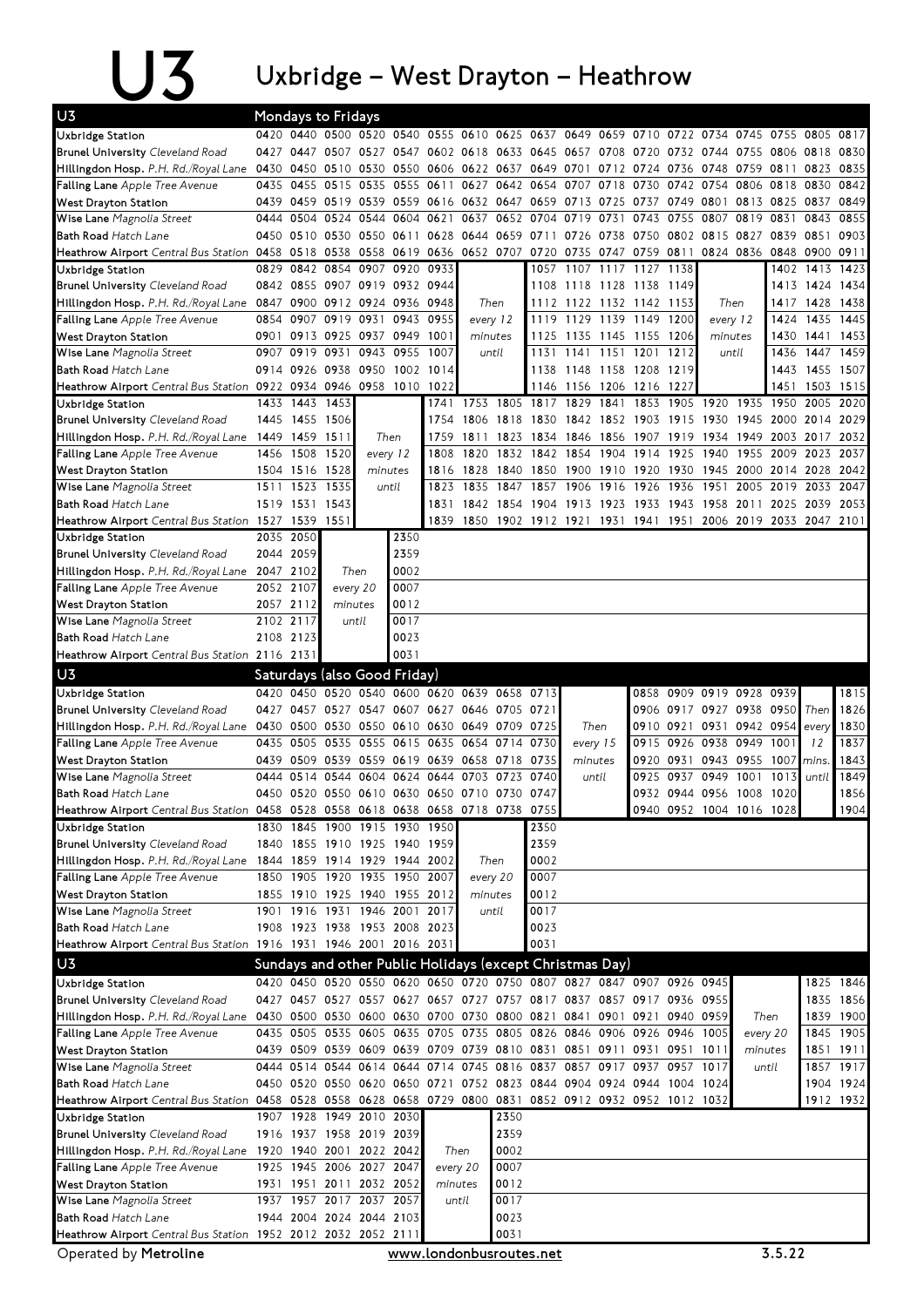# U3 Uxbridge – West Drayton – Heathrow

## U3 Mondays to Fridays

| | | | | | | | | | | | | | | | | | | |
|---|---|---|---|---|---|---|---|---|---|---|---|---|---|---|---|---|---|---|
| **Uxbridge Station** | 0420 | 0440 | 0500 | 0520 | 0540 | 0555 | 0610 | 0625 | 0637 | 0649 | 0659 | 0710 | 0722 | 0734 | 0745 | 0755 | 0805 | 0817 |
| **Brunel University** *Cleveland Road* | 0427 | 0447 | 0507 | 0527 | 0547 | 0602 | 0618 | 0633 | 0645 | 0657 | 0708 | 0720 | 0732 | 0744 | 0755 | 0806 | 0818 | 0830 |
| **Hillingdon Hosp.** *P.H. Rd./Royal Lane* | 0430 | 0450 | 0510 | 0530 | 0550 | 0606 | 0622 | 0637 | 0649 | 0701 | 0712 | 0724 | 0736 | 0748 | 0759 | 0811 | 0823 | 0835 |
| **Falling Lane** *Apple Tree Avenue* | 0435 | 0455 | 0515 | 0535 | 0555 | 0611 | 0627 | 0642 | 0654 | 0707 | 0718 | 0730 | 0742 | 0754 | 0806 | 0818 | 0830 | 0842 |
| **West Drayton Station** | 0439 | 0459 | 0519 | 0539 | 0559 | 0616 | 0632 | 0647 | 0659 | 0713 | 0725 | 0737 | 0749 | 0801 | 0813 | 0825 | 0837 | 0849 |
| **Wise Lane** *Magnolia Street* | 0444 | 0504 | 0524 | 0544 | 0604 | 0621 | 0637 | 0652 | 0704 | 0719 | 0731 | 0743 | 0755 | 0807 | 0819 | 0831 | 0843 | 0855 |
| **Bath Road** *Hatch Lane* | 0450 | 0510 | 0530 | 0550 | 0611 | 0628 | 0644 | 0659 | 0711 | 0726 | 0738 | 0750 | 0802 | 0815 | 0827 | 0839 | 0851 | 0903 |
| **Heathrow Airport** *Central Bus Station* | 0458 | 0518 | 0538 | 0558 | 0619 | 0636 | 0652 | 0707 | 0720 | 0735 | 0747 | 0759 | 0811 | 0824 | 0836 | 0848 | 0900 | 0911 |

| | | | | | | | | | | | | | | | | |
|---|---|---|---|---|---|---|---|---|---|---|---|---|---|---|---|---|
| **Uxbridge Station** | 0829 | 0842 | 0854 | 0907 | 0920 | 0933 | | 1057 | 1107 | 1117 | 1127 | 1138 | | 1402 | 1413 | 1423 |
| **Brunel University** *Cleveland Road* | 0842 | 0855 | 0907 | 0919 | 0932 | 0944 | | 1108 | 1118 | 1128 | 1138 | 1149 | | 1413 | 1424 | 1434 |
| **Hillingdon Hosp.** *P.H. Rd./Royal Lane* | 0847 | 0900 | 0912 | 0924 | 0936 | 0948 | Then | 1112 | 1122 | 1132 | 1142 | 1153 | Then | 1417 | 1428 | 1438 |
| **Falling Lane** *Apple Tree Avenue* | 0854 | 0907 | 0919 | 0931 | 0943 | 0955 | every 12 | 1119 | 1129 | 1139 | 1149 | 1200 | every 12 | 1424 | 1435 | 1445 |
| **West Drayton Station** | 0901 | 0913 | 0925 | 0937 | 0949 | 1001 | minutes | 1125 | 1135 | 1145 | 1155 | 1206 | minutes | 1430 | 1441 | 1453 |
| **Wise Lane** *Magnolia Street* | 0907 | 0919 | 0931 | 0943 | 0955 | 1007 | until | 1131 | 1141 | 1151 | 1201 | 1212 | until | 1436 | 1447 | 1459 |
| **Bath Road** *Hatch Lane* | 0914 | 0926 | 0938 | 0950 | 1002 | 1014 | | 1138 | 1148 | 1158 | 1208 | 1219 | | 1443 | 1455 | 1507 |
| **Heathrow Airport** *Central Bus Station* | 0922 | 0934 | 0946 | 0958 | 1010 | 1022 | | 1146 | 1156 | 1206 | 1216 | 1227 | | 1451 | 1503 | 1515 |

| | | | | | | | | | | | | | | | | |
|---|---|---|---|---|---|---|---|---|---|---|---|---|---|---|---|---|
| **Uxbridge Station** | 1433 | 1443 | 1453 | | 1741 | 1753 | 1805 | 1817 | 1829 | 1841 | 1853 | 1905 | 1920 | 1935 | 1950 | 2005 | 2020 |
| **Brunel University** *Cleveland Road* | 1445 | 1455 | 1506 | | 1754 | 1806 | 1818 | 1830 | 1842 | 1852 | 1903 | 1915 | 1930 | 1945 | 2000 | 2014 | 2029 |
| **Hillingdon Hosp.** *P.H. Rd./Royal Lane* | 1449 | 1459 | 1511 | Then | 1759 | 1811 | 1823 | 1834 | 1846 | 1856 | 1907 | 1919 | 1934 | 1949 | 2003 | 2017 | 2032 |
| **Falling Lane** *Apple Tree Avenue* | 1456 | 1508 | 1520 | every 12 | 1808 | 1820 | 1832 | 1842 | 1854 | 1904 | 1914 | 1925 | 1940 | 1955 | 2009 | 2023 | 2037 |
| **West Drayton Station** | 1504 | 1516 | 1528 | minutes | 1816 | 1828 | 1840 | 1850 | 1900 | 1910 | 1920 | 1930 | 1945 | 2000 | 2014 | 2028 | 2042 |
| **Wise Lane** *Magnolia Street* | 1511 | 1523 | 1535 | until | 1823 | 1835 | 1847 | 1857 | 1906 | 1916 | 1926 | 1936 | 1951 | 2005 | 2019 | 2033 | 2047 |
| **Bath Road** *Hatch Lane* | 1519 | 1531 | 1543 | | 1831 | 1842 | 1854 | 1904 | 1913 | 1923 | 1933 | 1943 | 1958 | 2011 | 2025 | 2039 | 2053 |
| **Heathrow Airport** *Central Bus Station* | 1527 | 1539 | 1551 | | 1839 | 1850 | 1902 | 1912 | 1921 | 1931 | 1941 | 1951 | 2006 | 2019 | 2033 | 2047 | 2101 |

| | | | | |
|---|---|---|---|---|
| **Uxbridge Station** | 2035 | 2050 | | 2350 |
| **Brunel University** *Cleveland Road* | 2044 | 2059 | | 2359 |
| **Hillingdon Hosp.** *P.H. Rd./Royal Lane* | 2047 | 2102 | Then | 0002 |
| **Falling Lane** *Apple Tree Avenue* | 2052 | 2107 | every 20 | 0007 |
| **West Drayton Station** | 2057 | 2112 | minutes | 0012 |
| **Wise Lane** *Magnolia Street* | 2102 | 2117 | until | 0017 |
| **Bath Road** *Hatch Lane* | 2108 | 2123 | | 0023 |
| **Heathrow Airport** *Central Bus Station* | 2116 | 2131 | | 0031 |

## U3 Saturdays (also Good Friday)

| | | | | | | | | | | | | | | | | | |
|---|---|---|---|---|---|---|---|---|---|---|---|---|---|---|---|---|---|
| **Uxbridge Station** | 0420 | 0450 | 0520 | 0540 | 0600 | 0620 | 0639 | 0658 | 0713 | | 0858 | 0909 | 0919 | 0928 | 0939 | | 1815 |
| **Brunel University** *Cleveland Road* | 0427 | 0457 | 0527 | 0547 | 0607 | 0627 | 0646 | 0705 | 0721 | | 0906 | 0917 | 0927 | 0938 | 0950 | Then | 1826 |
| **Hillingdon Hosp.** *P.H. Rd./Royal Lane* | 0430 | 0500 | 0530 | 0550 | 0610 | 0630 | 0649 | 0709 | 0725 | Then | 0910 | 0921 | 0931 | 0942 | 0954 | every | 1830 |
| **Falling Lane** *Apple Tree Avenue* | 0435 | 0505 | 0535 | 0555 | 0615 | 0635 | 0654 | 0714 | 0730 | every 15 | 0915 | 0926 | 0938 | 0949 | 1001 | 12 | 1837 |
| **West Drayton Station** | 0439 | 0509 | 0539 | 0559 | 0619 | 0639 | 0658 | 0718 | 0735 | minutes | 0920 | 0931 | 0943 | 0955 | 1007 | mins. | 1843 |
| **Wise Lane** *Magnolia Street* | 0444 | 0514 | 0544 | 0604 | 0624 | 0644 | 0703 | 0723 | 0740 | until | 0925 | 0937 | 0949 | 1001 | 1013 | until | 1849 |
| **Bath Road** *Hatch Lane* | 0450 | 0520 | 0550 | 0610 | 0630 | 0650 | 0710 | 0730 | 0747 | | 0932 | 0944 | 0956 | 1008 | 1020 | | 1856 |
| **Heathrow Airport** *Central Bus Station* | 0458 | 0528 | 0558 | 0618 | 0638 | 0658 | 0718 | 0738 | 0755 | | 0940 | 0952 | 1004 | 1016 | 1028 | | 1904 |

| | | | | | | | | |
|---|---|---|---|---|---|---|---|---|
| **Uxbridge Station** | 1830 | 1845 | 1900 | 1915 | 1930 | 1950 | | 2350 |
| **Brunel University** *Cleveland Road* | 1840 | 1855 | 1910 | 1925 | 1940 | 1959 | | 2359 |
| **Hillingdon Hosp.** *P.H. Rd./Royal Lane* | 1844 | 1859 | 1914 | 1929 | 1944 | 2002 | Then | 0002 |
| **Falling Lane** *Apple Tree Avenue* | 1850 | 1905 | 1920 | 1935 | 1950 | 2007 | every 20 | 0007 |
| **West Drayton Station** | 1855 | 1910 | 1925 | 1940 | 1955 | 2012 | minutes | 0012 |
| **Wise Lane** *Magnolia Street* | 1901 | 1916 | 1931 | 1946 | 2001 | 2017 | until | 0017 |
| **Bath Road** *Hatch Lane* | 1908 | 1923 | 1938 | 1953 | 2008 | 2023 | | 0023 |
| **Heathrow Airport** *Central Bus Station* | 1916 | 1931 | 1946 | 2001 | 2016 | 2031 | | 0031 |

## U3 Sundays and other Public Holidays (except Christmas Day)

| | | | | | | | | | | | | | | | | | |
|---|---|---|---|---|---|---|---|---|---|---|---|---|---|---|---|---|---|
| **Uxbridge Station** | 0420 | 0450 | 0520 | 0550 | 0620 | 0650 | 0720 | 0750 | 0807 | 0827 | 0847 | 0907 | 0926 | 0945 | | 1825 | 1846 |
| **Brunel University** *Cleveland Road* | 0427 | 0457 | 0527 | 0557 | 0627 | 0657 | 0727 | 0757 | 0817 | 0837 | 0857 | 0917 | 0936 | 0955 | | 1835 | 1856 |
| **Hillingdon Hosp.** *P.H. Rd./Royal Lane* | 0430 | 0500 | 0530 | 0600 | 0630 | 0700 | 0730 | 0800 | 0821 | 0841 | 0901 | 0921 | 0940 | 0959 | Then | 1839 | 1900 |
| **Falling Lane** *Apple Tree Avenue* | 0435 | 0505 | 0535 | 0605 | 0635 | 0705 | 0735 | 0805 | 0826 | 0846 | 0906 | 0926 | 0946 | 1005 | every 20 | 1845 | 1905 |
| **West Drayton Station** | 0439 | 0509 | 0539 | 0609 | 0639 | 0709 | 0739 | 0810 | 0831 | 0851 | 0911 | 0931 | 0951 | 1011 | minutes | 1851 | 1911 |
| **Wise Lane** *Magnolia Street* | 0444 | 0514 | 0544 | 0614 | 0644 | 0714 | 0745 | 0816 | 0837 | 0857 | 0917 | 0937 | 0957 | 1017 | until | 1857 | 1917 |
| **Bath Road** *Hatch Lane* | 0450 | 0520 | 0550 | 0620 | 0650 | 0721 | 0752 | 0823 | 0844 | 0904 | 0924 | 0944 | 1004 | 1024 | | 1904 | 1924 |
| **Heathrow Airport** *Central Bus Station* | 0458 | 0528 | 0558 | 0628 | 0658 | 0729 | 0800 | 0831 | 0852 | 0912 | 0932 | 0952 | 1012 | 1032 | | 1912 | 1932 |

| | | | | | | | |
|---|---|---|---|---|---|---|---|
| **Uxbridge Station** | 1907 | 1928 | 1949 | 2010 | 2030 | | 2350 |
| **Brunel University** *Cleveland Road* | 1916 | 1937 | 1958 | 2019 | 2039 | | 2359 |
| **Hillingdon Hosp.** *P.H. Rd./Royal Lane* | 1920 | 1940 | 2001 | 2022 | 2042 | Then | 0002 |
| **Falling Lane** *Apple Tree Avenue* | 1925 | 1945 | 2006 | 2027 | 2047 | every 20 | 0007 |
| **West Drayton Station** | 1931 | 1951 | 2011 | 2032 | 2052 | minutes | 0012 |
| **Wise Lane** *Magnolia Street* | 1937 | 1957 | 2017 | 2037 | 2057 | until | 0017 |
| **Bath Road** *Hatch Lane* | 1944 | 2004 | 2024 | 2044 | 2103 | | 0023 |
| **Heathrow Airport** *Central Bus Station* | 1952 | 2012 | 2032 | 2052 | 2111 | | 0031 |

Operated by **Metroline** www.londonbusroutes.net 3.5.22